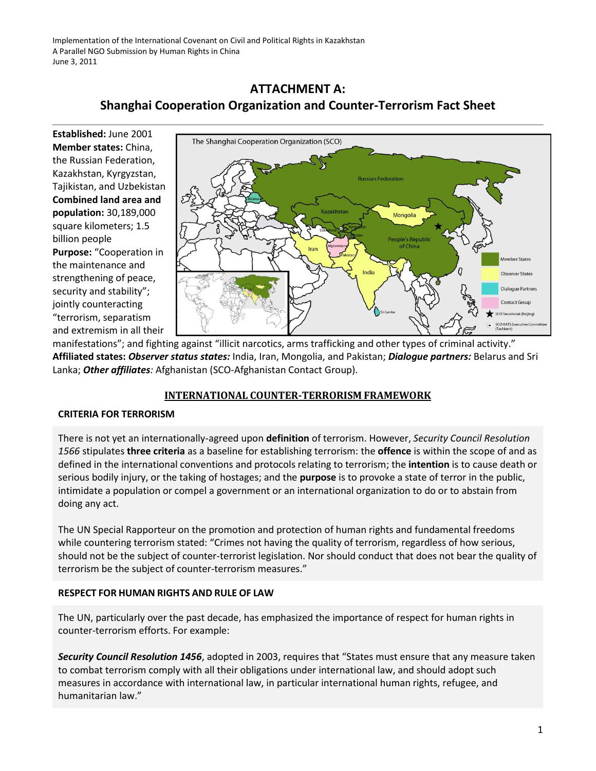Implementation of the International Covenant on Civil and Political Rights in Kazakhstan
A Parallel NGO Submission by Human Rights in China
June 3, 2011

# ATTACHMENT A:
# Shanghai Cooperation Organization and Counter-Terrorism Fact Sheet

**Established:** June 2001
**Member states:** China, the Russian Federation, Kazakhstan, Kyrgyzstan, Tajikistan, and Uzbekistan
**Combined land area and population:** 30,189,000 square kilometers; 1.5 billion people
**Purpose:** "Cooperation in the maintenance and strengthening of peace, security and stability"; jointly counteracting "terrorism, separatism and extremism in all their manifestations"; and fighting against "illicit narcotics, arms trafficking and other types of criminal activity."
**Affiliated states:** ***Observer status states:*** India, Iran, Mongolia, and Pakistan; ***Dialogue partners:*** Belarus and Sri Lanka; ***Other affiliates**:* Afghanistan (SCO-Afghanistan Contact Group).

## INTERNATIONAL COUNTER-TERRORISM FRAMEWORK

### CRITERIA FOR TERRORISM

There is not yet an internationally-agreed upon **definition** of terrorism. However, *Security Council Resolution 1566* stipulates **three criteria** as a baseline for establishing terrorism: the **offence** is within the scope of and as defined in the international conventions and protocols relating to terrorism; the **intention** is to cause death or serious bodily injury, or the taking of hostages; and the **purpose** is to provoke a state of terror in the public, intimidate a population or compel a government or an international organization to do or to abstain from doing any act.

The UN Special Rapporteur on the promotion and protection of human rights and fundamental freedoms while countering terrorism stated: "Crimes not having the quality of terrorism, regardless of how serious, should not be the subject of counter-terrorist legislation. Nor should conduct that does not bear the quality of terrorism be the subject of counter-terrorism measures."

### RESPECT FOR HUMAN RIGHTS AND RULE OF LAW

The UN, particularly over the past decade, has emphasized the importance of respect for human rights in counter-terrorism efforts. For example:

***Security Council Resolution 1456***, adopted in 2003, requires that "States must ensure that any measure taken to combat terrorism comply with all their obligations under international law, and should adopt such measures in accordance with international law, in particular international human rights, refugee, and humanitarian law."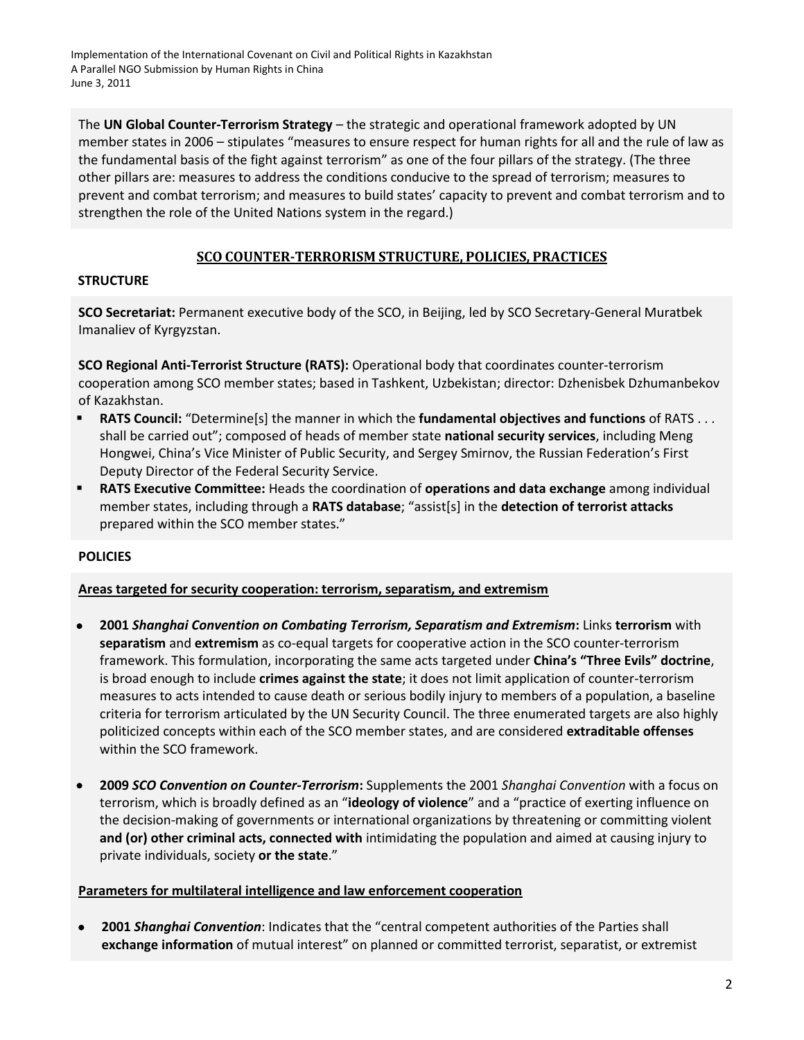The **UN Global Counter-Terrorism Strategy** – the strategic and operational framework adopted by UN member states in 2006 – stipulates "measures to ensure respect for human rights for all and the rule of law as the fundamental basis of the fight against terrorism" as one of the four pillars of the strategy. (The three other pillars are: measures to address the conditions conducive to the spread of terrorism; measures to prevent and combat terrorism; and measures to build states' capacity to prevent and combat terrorism and to strengthen the role of the United Nations system in the regard.)

## SCO COUNTER-TERRORISM STRUCTURE, POLICIES, PRACTICES

### STRUCTURE

**SCO Secretariat:** Permanent executive body of the SCO, in Beijing, led by SCO Secretary-General Muratbek Imanaliev of Kyrgyzstan.

**SCO Regional Anti-Terrorist Structure (RATS):** Operational body that coordinates counter-terrorism cooperation among SCO member states; based in Tashkent, Uzbekistan; director: Dzhenisbek Dzhumanbekov of Kazakhstan.

- **RATS Council:** "Determine[s] the manner in which the **fundamental objectives and functions** of RATS . . . shall be carried out"; composed of heads of member state **national security services**, including Meng Hongwei, China's Vice Minister of Public Security, and Sergey Smirnov, the Russian Federation's First Deputy Director of the Federal Security Service.
- **RATS Executive Committee:** Heads the coordination of **operations and data exchange** among individual member states, including through a **RATS database**; "assist[s] in the **detection of terrorist attacks** prepared within the SCO member states."

### POLICIES

**Areas targeted for security cooperation: terrorism, separatism, and extremism**

- **2001 *Shanghai Convention on Combating Terrorism, Separatism and Extremism*:** Links **terrorism** with **separatism** and **extremism** as co-equal targets for cooperative action in the SCO counter-terrorism framework. This formulation, incorporating the same acts targeted under **China's "Three Evils" doctrine**, is broad enough to include **crimes against the state**; it does not limit application of counter-terrorism measures to acts intended to cause death or serious bodily injury to members of a population, a baseline criteria for terrorism articulated by the UN Security Council. The three enumerated targets are also highly politicized concepts within each of the SCO member states, and are considered **extraditable offenses** within the SCO framework.

- **2009 *SCO Convention on Counter-Terrorism*:** Supplements the 2001 *Shanghai Convention* with a focus on terrorism, which is broadly defined as an "**ideology of violence**" and a "practice of exerting influence on the decision-making of governments or international organizations by threatening or committing violent **and (or) other criminal acts, connected with** intimidating the population and aimed at causing injury to private individuals, society **or the state**."

**Parameters for multilateral intelligence and law enforcement cooperation**

- **2001 *Shanghai Convention*:** Indicates that the "central competent authorities of the Parties shall **exchange information** of mutual interest" on planned or committed terrorist, separatist, or extremist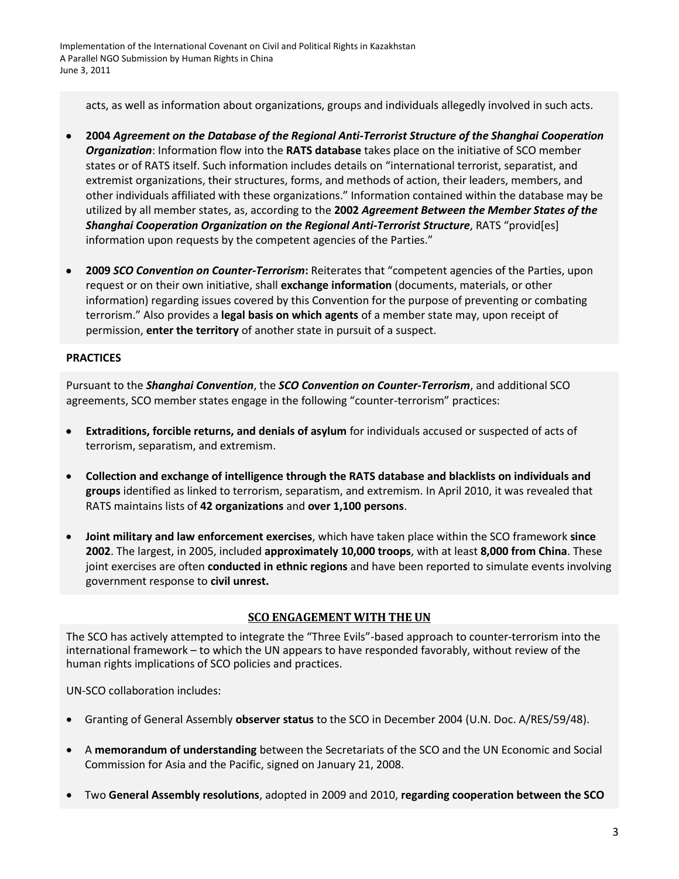acts, as well as information about organizations, groups and individuals allegedly involved in such acts.

- **2004 *Agreement on the Database of the Regional Anti-Terrorist Structure of the Shanghai Cooperation Organization***: Information flow into the **RATS database** takes place on the initiative of SCO member states or of RATS itself. Such information includes details on "international terrorist, separatist, and extremist organizations, their structures, forms, and methods of action, their leaders, members, and other individuals affiliated with these organizations." Information contained within the database may be utilized by all member states, as, according to the **2002 *Agreement Between the Member States of the Shanghai Cooperation Organization on the Regional Anti-Terrorist Structure***, RATS "provid[es] information upon requests by the competent agencies of the Parties."

- **2009 *SCO Convention on Counter-Terrorism*:** Reiterates that "competent agencies of the Parties, upon request or on their own initiative, shall **exchange information** (documents, materials, or other information) regarding issues covered by this Convention for the purpose of preventing or combating terrorism." Also provides a **legal basis on which agents** of a member state may, upon receipt of permission, **enter the territory** of another state in pursuit of a suspect.

**PRACTICES**

Pursuant to the ***Shanghai Convention***, the ***SCO Convention on Counter-Terrorism***, and additional SCO agreements, SCO member states engage in the following "counter-terrorism" practices:

- **Extraditions, forcible returns, and denials of asylum** for individuals accused or suspected of acts of terrorism, separatism, and extremism.

- **Collection and exchange of intelligence through the RATS database and blacklists on individuals and groups** identified as linked to terrorism, separatism, and extremism. In April 2010, it was revealed that RATS maintains lists of **42 organizations** and **over 1,100 persons**.

- **Joint military and law enforcement exercises**, which have taken place within the SCO framework **since 2002**. The largest, in 2005, included **approximately 10,000 troops**, with at least **8,000 from China**. These joint exercises are often **conducted in ethnic regions** and have been reported to simulate events involving government response to **civil unrest.**

## SCO ENGAGEMENT WITH THE UN

The SCO has actively attempted to integrate the "Three Evils"-based approach to counter-terrorism into the international framework – to which the UN appears to have responded favorably, without review of the human rights implications of SCO policies and practices.

UN-SCO collaboration includes:

- Granting of General Assembly **observer status** to the SCO in December 2004 (U.N. Doc. A/RES/59/48).

- A **memorandum of understanding** between the Secretariats of the SCO and the UN Economic and Social Commission for Asia and the Pacific, signed on January 21, 2008.

- Two **General Assembly resolutions**, adopted in 2009 and 2010, **regarding cooperation between the SCO**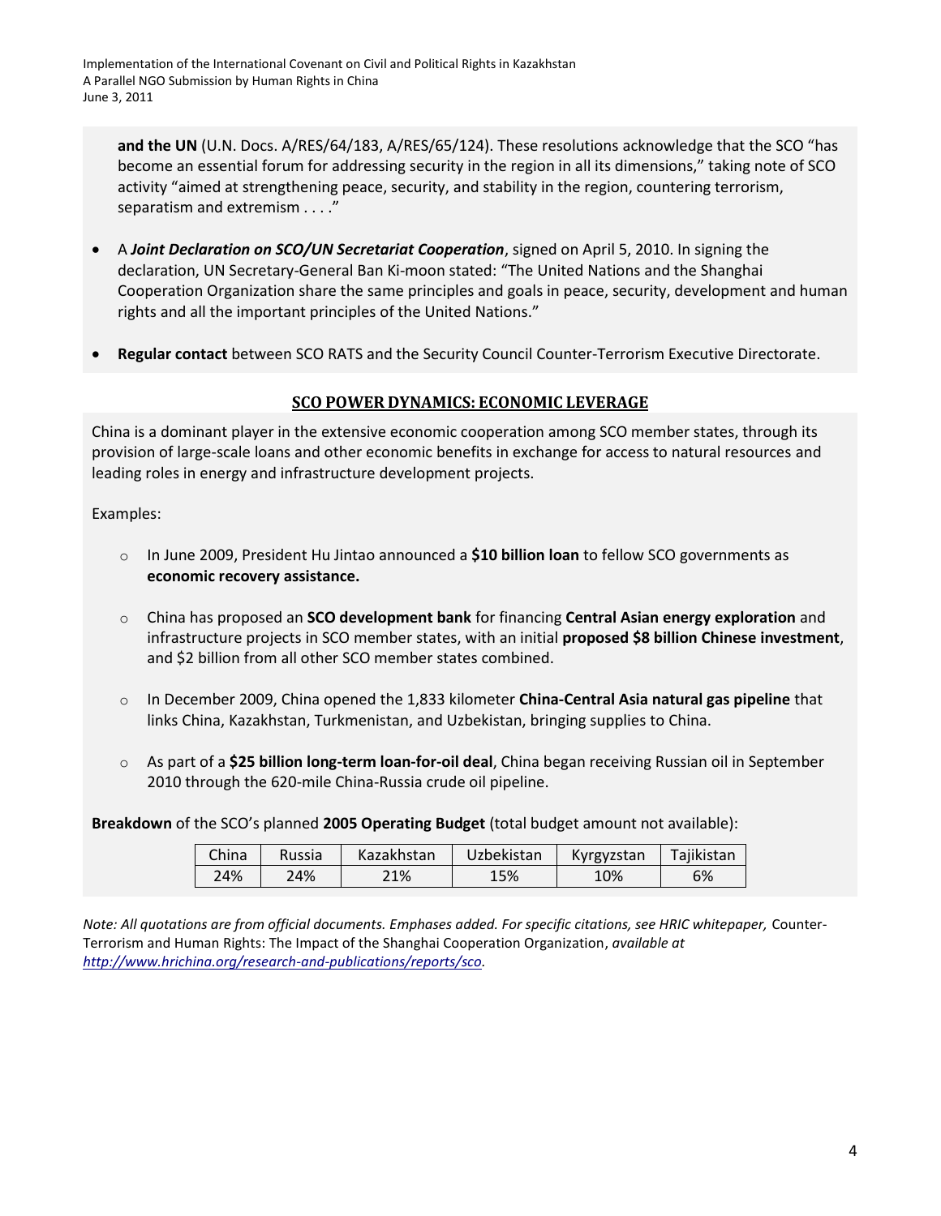**and the UN** (U.N. Docs. A/RES/64/183, A/RES/65/124). These resolutions acknowledge that the SCO "has become an essential forum for addressing security in the region in all its dimensions," taking note of SCO activity "aimed at strengthening peace, security, and stability in the region, countering terrorism, separatism and extremism . . . ."

- A ***Joint Declaration on SCO/UN Secretariat Cooperation***, signed on April 5, 2010. In signing the declaration, UN Secretary-General Ban Ki-moon stated: "The United Nations and the Shanghai Cooperation Organization share the same principles and goals in peace, security, development and human rights and all the important principles of the United Nations."
- **Regular contact** between SCO RATS and the Security Council Counter-Terrorism Executive Directorate.

## SCO POWER DYNAMICS: ECONOMIC LEVERAGE

China is a dominant player in the extensive economic cooperation among SCO member states, through its provision of large-scale loans and other economic benefits in exchange for access to natural resources and leading roles in energy and infrastructure development projects.

Examples:

- In June 2009, President Hu Jintao announced a **$10 billion loan** to fellow SCO governments as **economic recovery assistance.**
- China has proposed an **SCO development bank** for financing **Central Asian energy exploration** and infrastructure projects in SCO member states, with an initial **proposed $8 billion Chinese investment**, and $2 billion from all other SCO member states combined.
- In December 2009, China opened the 1,833 kilometer **China-Central Asia natural gas pipeline** that links China, Kazakhstan, Turkmenistan, and Uzbekistan, bringing supplies to China.
- As part of a **$25 billion long-term loan-for-oil deal**, China began receiving Russian oil in September 2010 through the 620-mile China-Russia crude oil pipeline.

**Breakdown** of the SCO's planned **2005 Operating Budget** (total budget amount not available):

| China | Russia | Kazakhstan | Uzbekistan | Kyrgyzstan | Tajikistan |
|---|---|---|---|---|---|
| 24% | 24% | 21% | 15% | 10% | 6% |

*Note: All quotations are from official documents. Emphases added. For specific citations, see HRIC whitepaper,* Counter-Terrorism and Human Rights: The Impact of the Shanghai Cooperation Organization, *available at [http://www.hrichina.org/research-and-publications/reports/sco](http://www.hrichina.org/research-and-publications/reports/sco).*